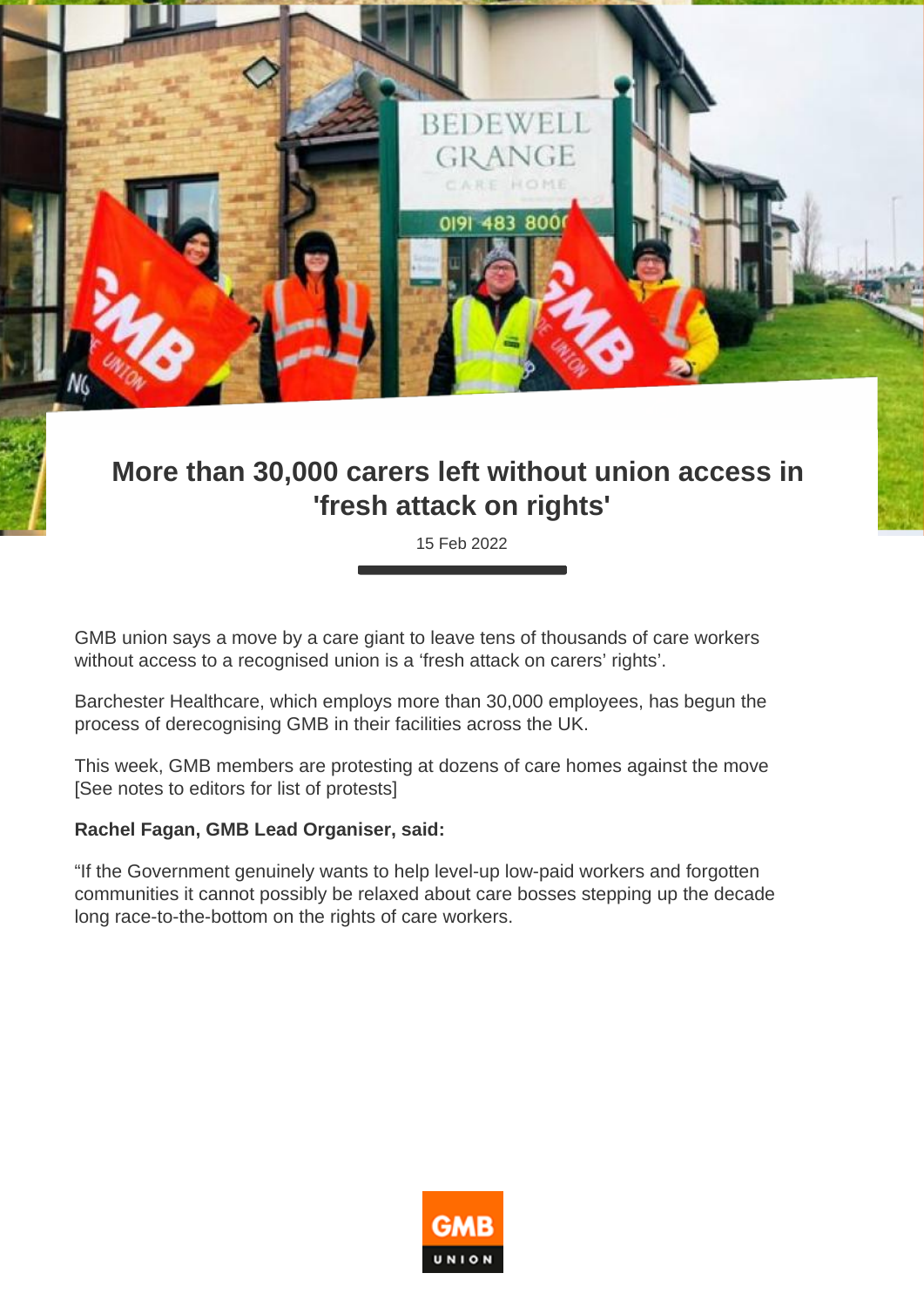# More than 30,000 carers left without union access in 'fresh attack on rights'

15 Feb 2022

GMB union says a move by a care giant to leave tens of thousands of care workers without access to a recognised union is a 'fresh attack on carers' rights'.

Barchester Healthcare, which employs more than 30,000 employees, has begun the process of derecognising GMB in their facilities across the UK.

This week, GMB members are protesting at dozens of care homes against the move [See notes to editors for list of protests]

**Rachel Fagan, GMB Lead Organiser, said:**

"If the Government genuinely wants to help level-up low-paid workers and forgotten communities it cannot possibly be relaxed about care bosses stepping up the decade long race-to-the-bottom on the rights of care workers.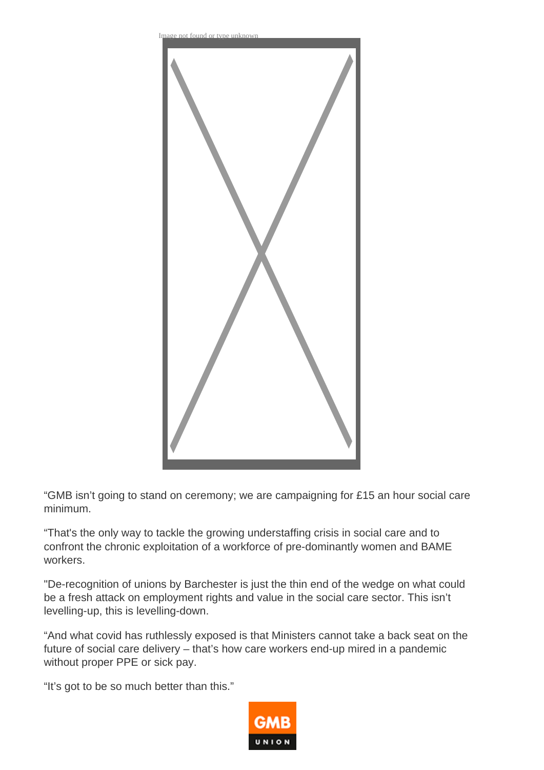"GMB isn't going to stand on ceremony; we are campaigning for £15 an hour social care minimum.

"That's the only way to tackle the growing understaffing crisis in social care and to confront the chronic exploitation of a workforce of pre-dominantly women and BAME workers.

"De-recognition of unions by Barchester is just the thin end of the wedge on what could be a fresh attack on employment rights and value in the social care sector. This isn't levelling-up, this is levelling-down.

"And what covid has ruthlessly exposed is that Ministers cannot take a back seat on the future of social care delivery – that's how care workers end-up mired in a pandemic without proper PPE or sick pay.

"It's got to be so much better than this."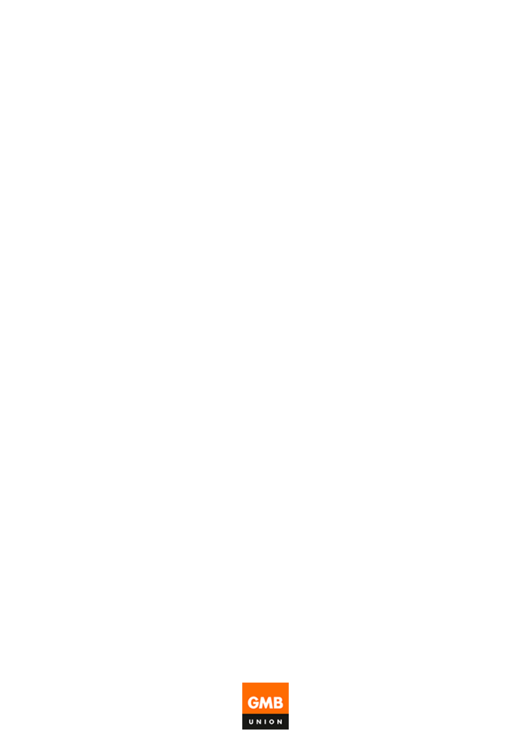GMB

UNION